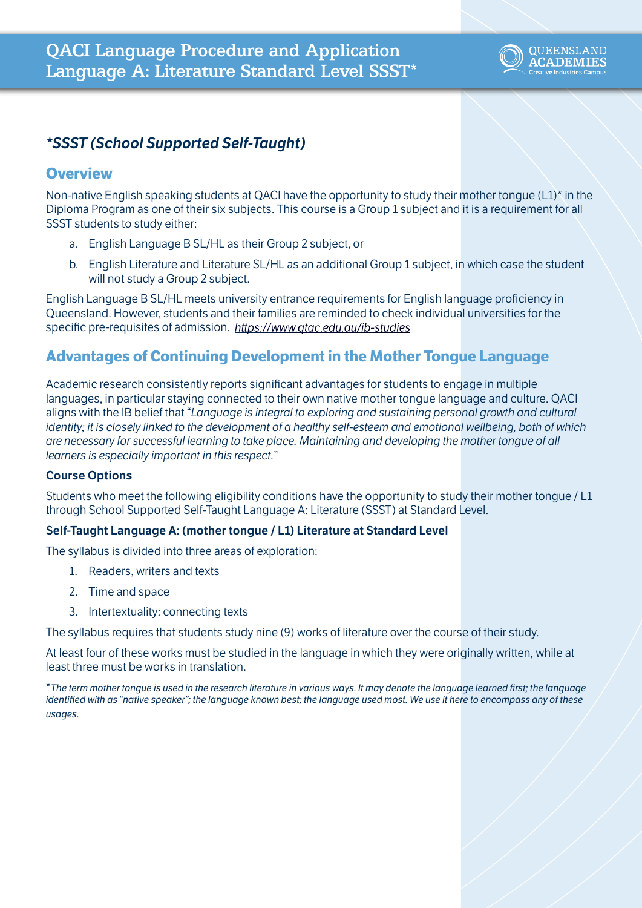# QACI Language Procedure and Application
# Language A: Literature Standard Level SSST*

### *\*SSST (School Supported Self-Taught)*

## Overview

Non-native English speaking students at QACI have the opportunity to study their mother tongue (L1)* in the Diploma Program as one of their six subjects. This course is a Group 1 subject and it is a requirement for all SSST students to study either:

a. English Language B SL/HL as their Group 2 subject, or

b. English Literature and Literature SL/HL as an additional Group 1 subject, in which case the student will not study a Group 2 subject.

English Language B SL/HL meets university entrance requirements for English language proficiency in Queensland. However, students and their families are reminded to check individual universities for the specific pre-requisites of admission. *https://www.qtac.edu.au/ib-studies*

## Advantages of Continuing Development in the Mother Tongue Language

Academic research consistently reports significant advantages for students to engage in multiple languages, in particular staying connected to their own native mother tongue language and culture. QACI aligns with the IB belief that "*Language is integral to exploring and sustaining personal growth and cultural identity; it is closely linked to the development of a healthy self-esteem and emotional wellbeing, both of which are necessary for successful learning to take place. Maintaining and developing the mother tongue of all learners is especially important in this respect.*"

**Course Options**

Students who meet the following eligibility conditions have the opportunity to study their mother tongue / L1 through School Supported Self-Taught Language A: Literature (SSST) at Standard Level.

**Self-Taught Language A: (mother tongue / L1) Literature at Standard Level**

The syllabus is divided into three areas of exploration:

1. Readers, writers and texts
2. Time and space
3. Intertextuality: connecting texts

The syllabus requires that students study nine (9) works of literature over the course of their study.

At least four of these works must be studied in the language in which they were originally written, while at least three must be works in translation.

*\*The term mother tongue is used in the research literature in various ways. It may denote the language learned first; the language identified with as "native speaker"; the language known best; the language used most. We use it here to encompass any of these usages.*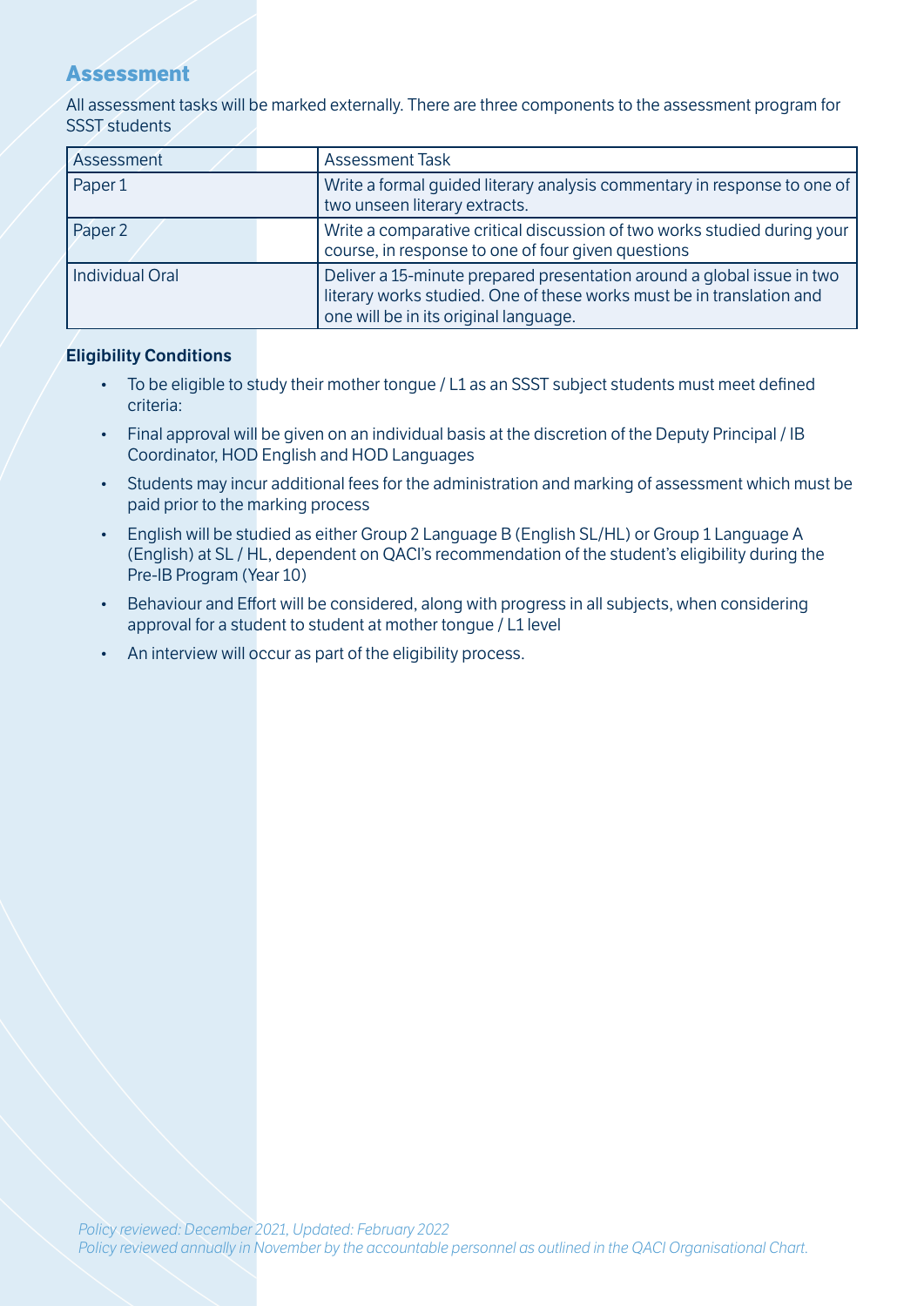## Assessment

All assessment tasks will be marked externally. There are three components to the assessment program for SSST students

| Assessment | Assessment Task |
| --- | --- |
| Paper 1 | Write a formal guided literary analysis commentary in response to one of two unseen literary extracts. |
| Paper 2 | Write a comparative critical discussion of two works studied during your course, in response to one of four given questions |
| Individual Oral | Deliver a 15-minute prepared presentation around a global issue in two literary works studied. One of these works must be in translation and one will be in its original language. |

**Eligibility Conditions**

- To be eligible to study their mother tongue / L1 as an SSST subject students must meet defined criteria:
- Final approval will be given on an individual basis at the discretion of the Deputy Principal / IB Coordinator, HOD English and HOD Languages
- Students may incur additional fees for the administration and marking of assessment which must be paid prior to the marking process
- English will be studied as either Group 2 Language B (English SL/HL) or Group 1 Language A (English) at SL / HL, dependent on QACI's recommendation of the student's eligibility during the Pre-IB Program (Year 10)
- Behaviour and Effort will be considered, along with progress in all subjects, when considering approval for a student to student at mother tongue / L1 level
- An interview will occur as part of the eligibility process.

*Policy reviewed: December 2021, Updated: February 2022*
*Policy reviewed annually in November by the accountable personnel as outlined in the QACI Organisational Chart.*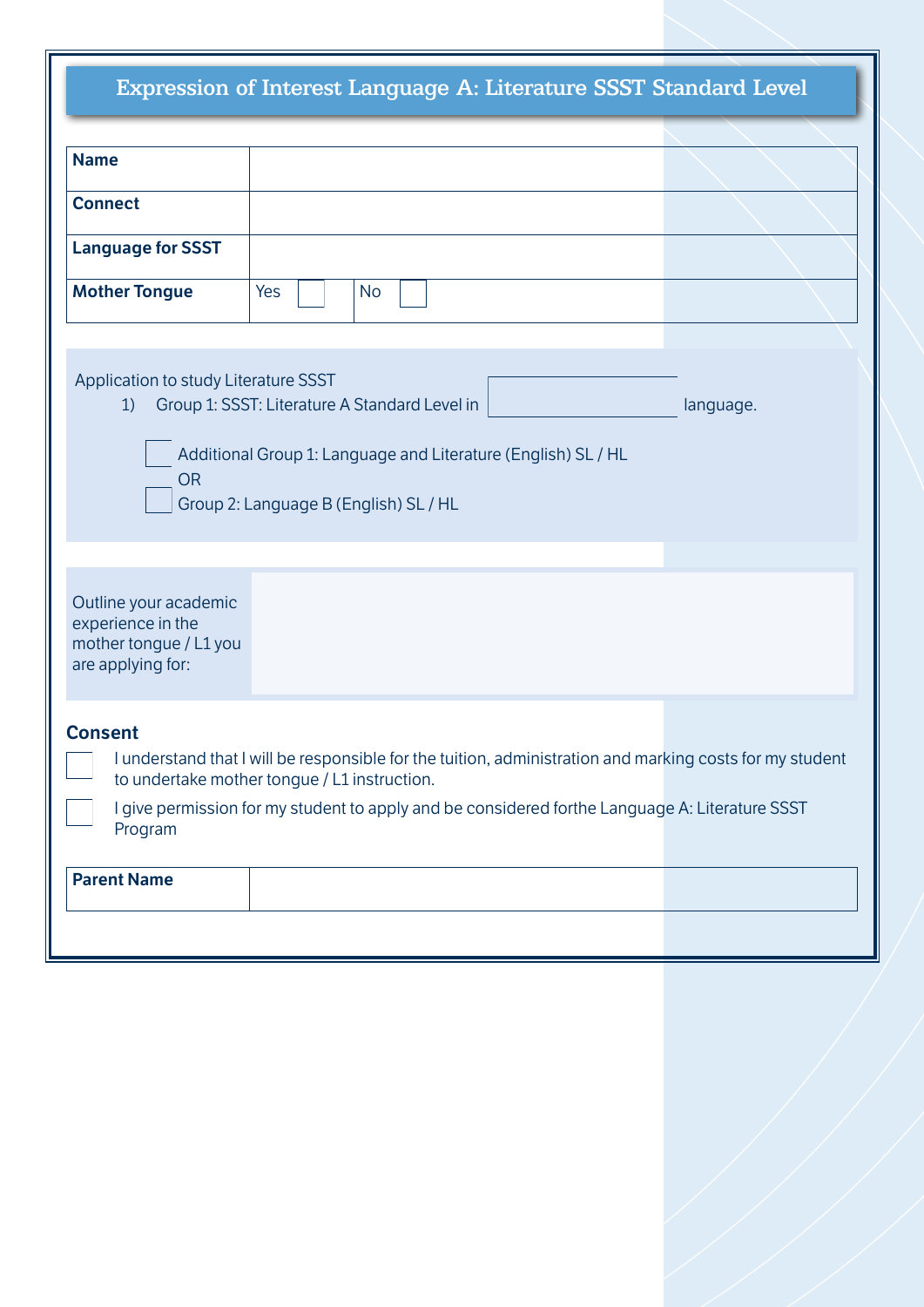## Expression of Interest Language A: Literature SSST Standard Level

| | |
|---|---|
| **Name** | |
| **Connect** | |
| **Language for SSST** | |
| **Mother Tongue** | Yes ☐ No ☐ |

Application to study Literature SSST

1) Group 1: SSST: Literature A Standard Level in ____________ language.

☐ Additional Group 1: Language and Literature (English) SL / HL

OR

☐ Group 2: Language B (English) SL / HL

| | |
|---|---|
| Outline your academic experience in the mother tongue / L1 you are applying for: | |

**Consent**

☐ I understand that I will be responsible for the tuition, administration and marking costs for my student to undertake mother tongue / L1 instruction.

☐ I give permission for my student to apply and be considered forthe Language A: Literature SSST Program

| | |
|---|---|
| **Parent Name** | |